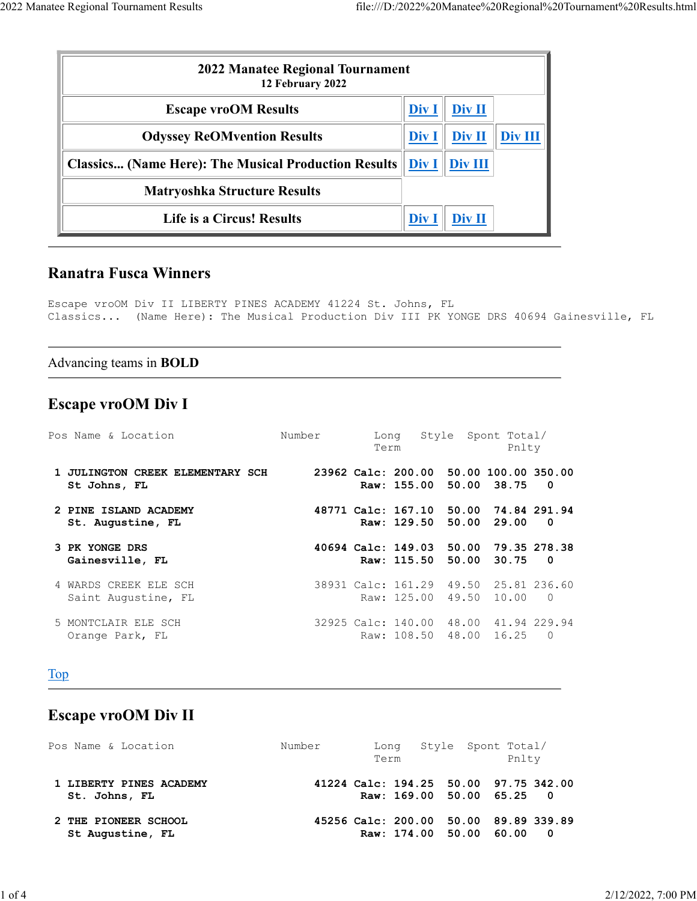| 2022 Manatee Regional Tournament<br>12 February 2022 | | | |
|---|---|---|---|
| **Escape vroOM Results** | Div I | Div II | |
| **Odyssey ReOMvention Results** | Div I | Div II | Div III |
| **Classics... (Name Here): The Musical Production Results** | Div I | Div III | |
| **Matryoshka Structure Results** | | | |
| **Life is a Circus! Results** | Div I | Div II | |

---

## Ranatra Fusca Winners

```
Escape vroOM Div II LIBERTY PINES ACADEMY 41224 St. Johns, FL
Classics...  (Name Here): The Musical Production Div III PK YONGE DRS 40694 Gainesville, FL
```

---

Advancing teams in **BOLD**

---

## Escape vroOM Div I

| Pos | Name & Location | Number | | Long Term | Style | Spont | Total/ Pnlty |
|---|---|---|---|---|---|---|---|
| **1** | **JULINGTON CREEK ELEMENTARY SCH**<br>**St Johns, FL** | **23962** | **Calc:**<br>**Raw:** | **200.00**<br>**155.00** | **50.00**<br>**50.00** | **100.00**<br>**38.75** | **350.00**<br>**0** |
| **2** | **PINE ISLAND ACADEMY**<br>**St. Augustine, FL** | **48771** | **Calc:**<br>**Raw:** | **167.10**<br>**129.50** | **50.00**<br>**50.00** | **74.84**<br>**29.00** | **291.94**<br>**0** |
| **3** | **PK YONGE DRS**<br>**Gainesville, FL** | **40694** | **Calc:**<br>**Raw:** | **149.03**<br>**115.50** | **50.00**<br>**50.00** | **79.35**<br>**30.75** | **278.38**<br>**0** |
| 4 | WARDS CREEK ELE SCH<br>Saint Augustine, FL | 38931 | Calc:<br>Raw: | 161.29<br>125.00 | 49.50<br>49.50 | 25.81<br>10.00 | 236.60<br>0 |
| 5 | MONTCLAIR ELE SCH<br>Orange Park, FL | 32925 | Calc:<br>Raw: | 140.00<br>108.50 | 48.00<br>48.00 | 41.94<br>16.25 | 229.94<br>0 |

Top

---

## Escape vroOM Div II

| Pos | Name & Location | Number | | Long Term | Style | Spont | Total/ Pnlty |
|---|---|---|---|---|---|---|---|
| **1** | **LIBERTY PINES ACADEMY**<br>**St. Johns, FL** | **41224** | **Calc:**<br>**Raw:** | **194.25**<br>**169.00** | **50.00**<br>**50.00** | **97.75**<br>**65.25** | **342.00**<br>**0** |
| **2** | **THE PIONEER SCHOOL**<br>**St Augustine, FL** | **45256** | **Calc:**<br>**Raw:** | **200.00**<br>**174.00** | **50.00**<br>**50.00** | **89.89**<br>**60.00** | **339.89**<br>**0** |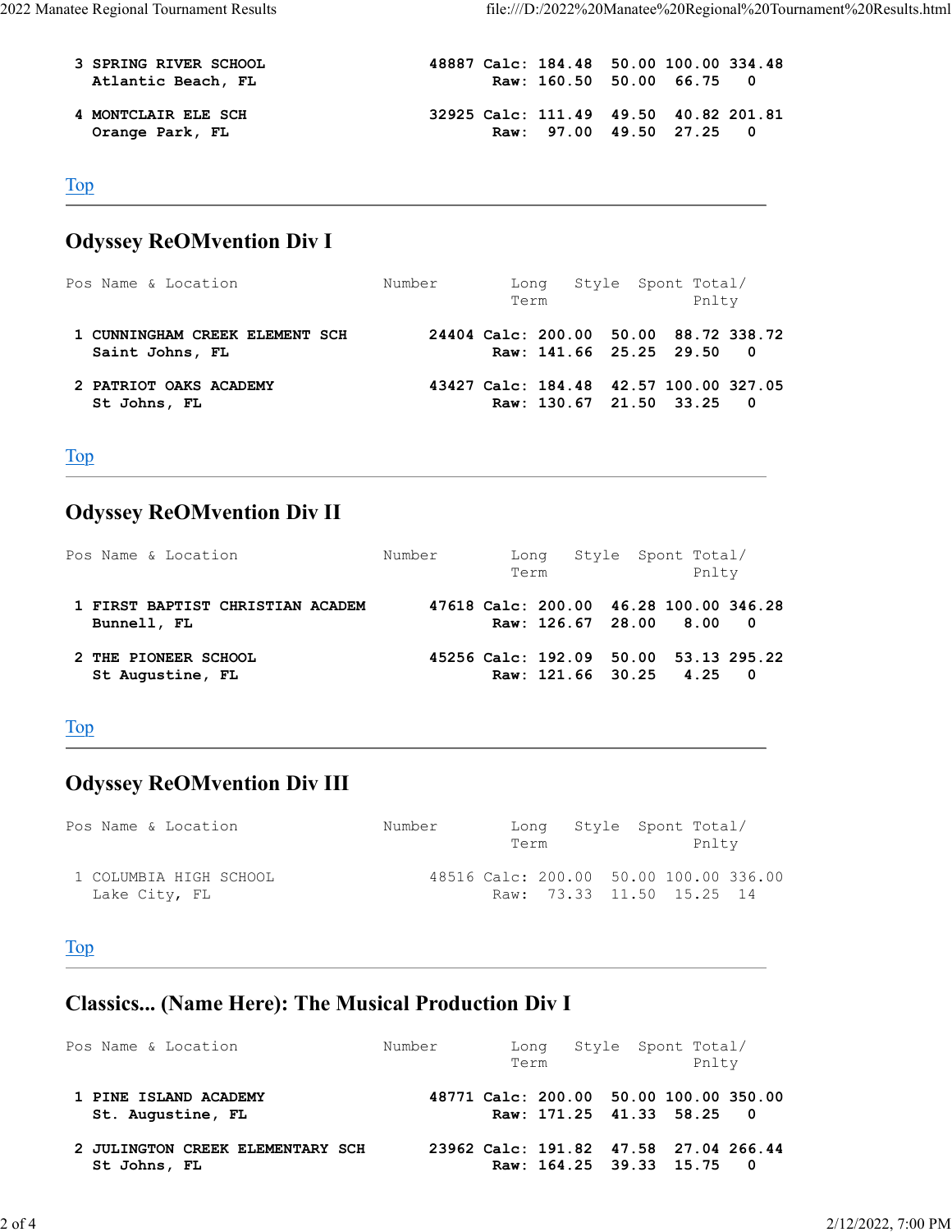| Pos | Name & Location | Number | | Long Term | Style | Spont | Total/ Pnlty |
|---|---|---|---|---|---|---|---|
| 3 | **SPRING RIVER SCHOOL** | **48887** | **Calc:** | **184.48** | **50.00** | **100.00** | **334.48** |
| | **Atlantic Beach, FL** | | **Raw:** | **160.50** | **50.00** | **66.75** | **0** |
| 4 | **MONTCLAIR ELE SCH** | **32925** | **Calc:** | **111.49** | **49.50** | **40.82** | **201.81** |
| | **Orange Park, FL** | | **Raw:** | **97.00** | **49.50** | **27.25** | **0** |

[Top]

---

## Odyssey ReOMvention Div I

| Pos | Name & Location | Number | | Long Term | Style | Spont | Total/ Pnlty |
|---|---|---|---|---|---|---|---|
| 1 | **CUNNINGHAM CREEK ELEMENT SCH** | **24404** | **Calc:** | **200.00** | **50.00** | **88.72** | **338.72** |
| | **Saint Johns, FL** | | **Raw:** | **141.66** | **25.25** | **29.50** | **0** |
| 2 | **PATRIOT OAKS ACADEMY** | **43427** | **Calc:** | **184.48** | **42.57** | **100.00** | **327.05** |
| | **St Johns, FL** | | **Raw:** | **130.67** | **21.50** | **33.25** | **0** |

[Top]

---

## Odyssey ReOMvention Div II

| Pos | Name & Location | Number | | Long Term | Style | Spont | Total/ Pnlty |
|---|---|---|---|---|---|---|---|
| 1 | **FIRST BAPTIST CHRISTIAN ACADEM** | **47618** | **Calc:** | **200.00** | **46.28** | **100.00** | **346.28** |
| | **Bunnell, FL** | | **Raw:** | **126.67** | **28.00** | **8.00** | **0** |
| 2 | **THE PIONEER SCHOOL** | **45256** | **Calc:** | **192.09** | **50.00** | **53.13** | **295.22** |
| | **St Augustine, FL** | | **Raw:** | **121.66** | **30.25** | **4.25** | **0** |

[Top]

---

## Odyssey ReOMvention Div III

| Pos | Name & Location | Number | | Long Term | Style | Spont | Total/ Pnlty |
|---|---|---|---|---|---|---|---|
| 1 | COLUMBIA HIGH SCHOOL | 48516 | Calc: | 200.00 | 50.00 | 100.00 | 336.00 |
| | Lake City, FL | | Raw: | 73.33 | 11.50 | 15.25 | 14 |

[Top]

---

## Classics... (Name Here): The Musical Production Div I

| Pos | Name & Location | Number | | Long Term | Style | Spont | Total/ Pnlty |
|---|---|---|---|---|---|---|---|
| 1 | **PINE ISLAND ACADEMY** | **48771** | **Calc:** | **200.00** | **50.00** | **100.00** | **350.00** |
| | **St. Augustine, FL** | | **Raw:** | **171.25** | **41.33** | **58.25** | **0** |
| 2 | **JULINGTON CREEK ELEMENTARY SCH** | **23962** | **Calc:** | **191.82** | **47.58** | **27.04** | **266.44** |
| | **St Johns, FL** | | **Raw:** | **164.25** | **39.33** | **15.75** | **0** |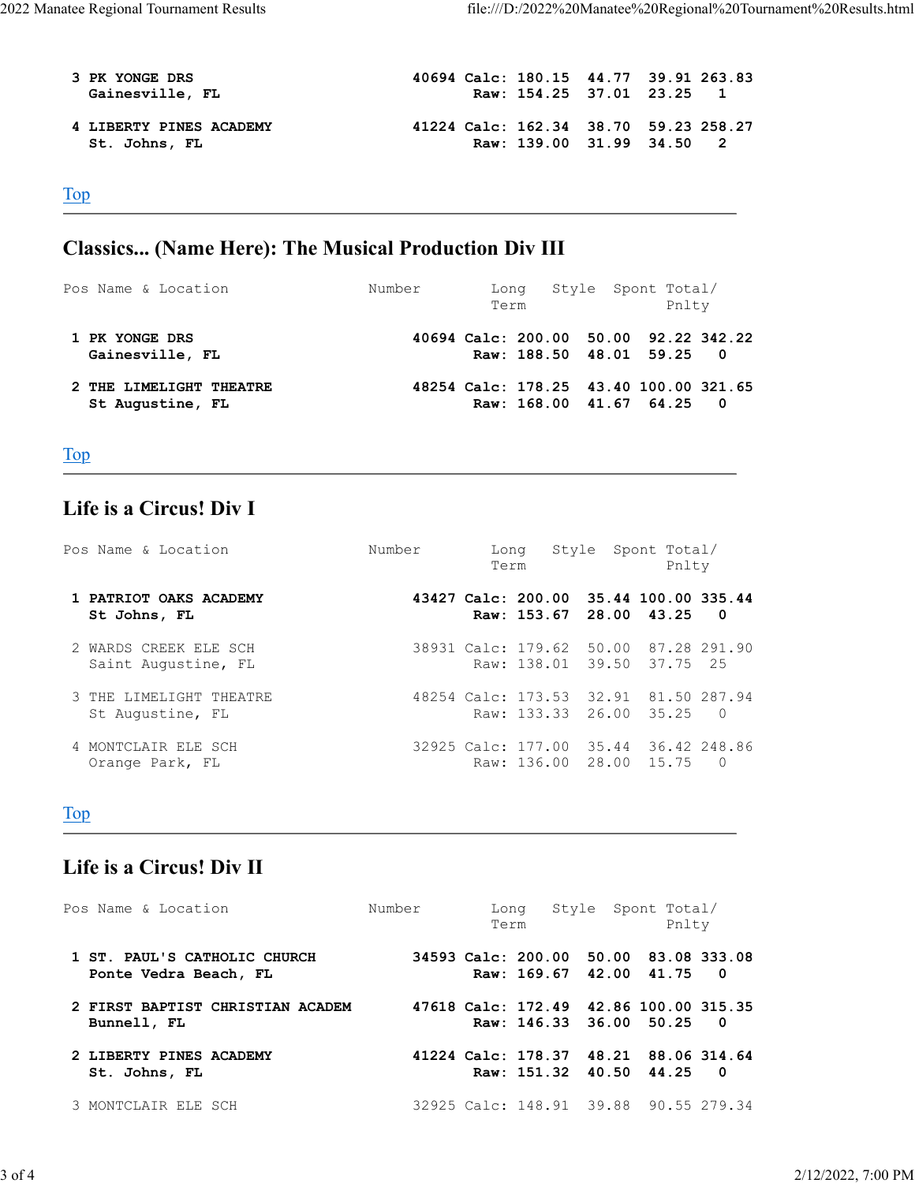| Pos | Name & Location | Number | | Long Term | Style | Spont | Total/ Pnlty |
|---|---|---|---|---|---|---|---|
| **3** | **PK YONGE DRS** Gainesville, FL | **40694** | **Calc:** | **180.15** | **44.77** | **39.91** | **263.83** |
| | | | **Raw:** | **154.25** | **37.01** | **23.25** | **1** |
| **4** | **LIBERTY PINES ACADEMY** St. Johns, FL | **41224** | **Calc:** | **162.34** | **38.70** | **59.23** | **258.27** |
| | | | **Raw:** | **139.00** | **31.99** | **34.50** | **2** |

Top

---

## Classics... (Name Here): The Musical Production Div III

| Pos | Name & Location | Number | | Long Term | Style | Spont | Total/ Pnlty |
|---|---|---|---|---|---|---|---|
| **1** | **PK YONGE DRS** Gainesville, FL | **40694** | **Calc:** | **200.00** | **50.00** | **92.22** | **342.22** |
| | | | **Raw:** | **188.50** | **48.01** | **59.25** | **0** |
| **2** | **THE LIMELIGHT THEATRE** St Augustine, FL | **48254** | **Calc:** | **178.25** | **43.40** | **100.00** | **321.65** |
| | | | **Raw:** | **168.00** | **41.67** | **64.25** | **0** |

Top

---

## Life is a Circus! Div I

| Pos | Name & Location | Number | | Long Term | Style | Spont | Total/ Pnlty |
|---|---|---|---|---|---|---|---|
| **1** | **PATRIOT OAKS ACADEMY** St Johns, FL | **43427** | **Calc:** | **200.00** | **35.44** | **100.00** | **335.44** |
| | | | **Raw:** | **153.67** | **28.00** | **43.25** | **0** |
| 2 | WARDS CREEK ELE SCH Saint Augustine, FL | 38931 | Calc: | 179.62 | 50.00 | 87.28 | 291.90 |
| | | | Raw: | 138.01 | 39.50 | 37.75 | 25 |
| 3 | THE LIMELIGHT THEATRE St Augustine, FL | 48254 | Calc: | 173.53 | 32.91 | 81.50 | 287.94 |
| | | | Raw: | 133.33 | 26.00 | 35.25 | 0 |
| 4 | MONTCLAIR ELE SCH Orange Park, FL | 32925 | Calc: | 177.00 | 35.44 | 36.42 | 248.86 |
| | | | Raw: | 136.00 | 28.00 | 15.75 | 0 |

Top

---

## Life is a Circus! Div II

| Pos | Name & Location | Number | | Long Term | Style | Spont | Total/ Pnlty |
|---|---|---|---|---|---|---|---|
| **1** | **ST. PAUL'S CATHOLIC CHURCH** Ponte Vedra Beach, FL | **34593** | **Calc:** | **200.00** | **50.00** | **83.08** | **333.08** |
| | | | **Raw:** | **169.67** | **42.00** | **41.75** | **0** |
| **2** | **FIRST BAPTIST CHRISTIAN ACADEM** Bunnell, FL | **47618** | **Calc:** | **172.49** | **42.86** | **100.00** | **315.35** |
| | | | **Raw:** | **146.33** | **36.00** | **50.25** | **0** |
| **2** | **LIBERTY PINES ACADEMY** St. Johns, FL | **41224** | **Calc:** | **178.37** | **48.21** | **88.06** | **314.64** |
| | | | **Raw:** | **151.32** | **40.50** | **44.25** | **0** |
| 3 | MONTCLAIR ELE SCH | 32925 | Calc: | 148.91 | 39.88 | 90.55 | 279.34 |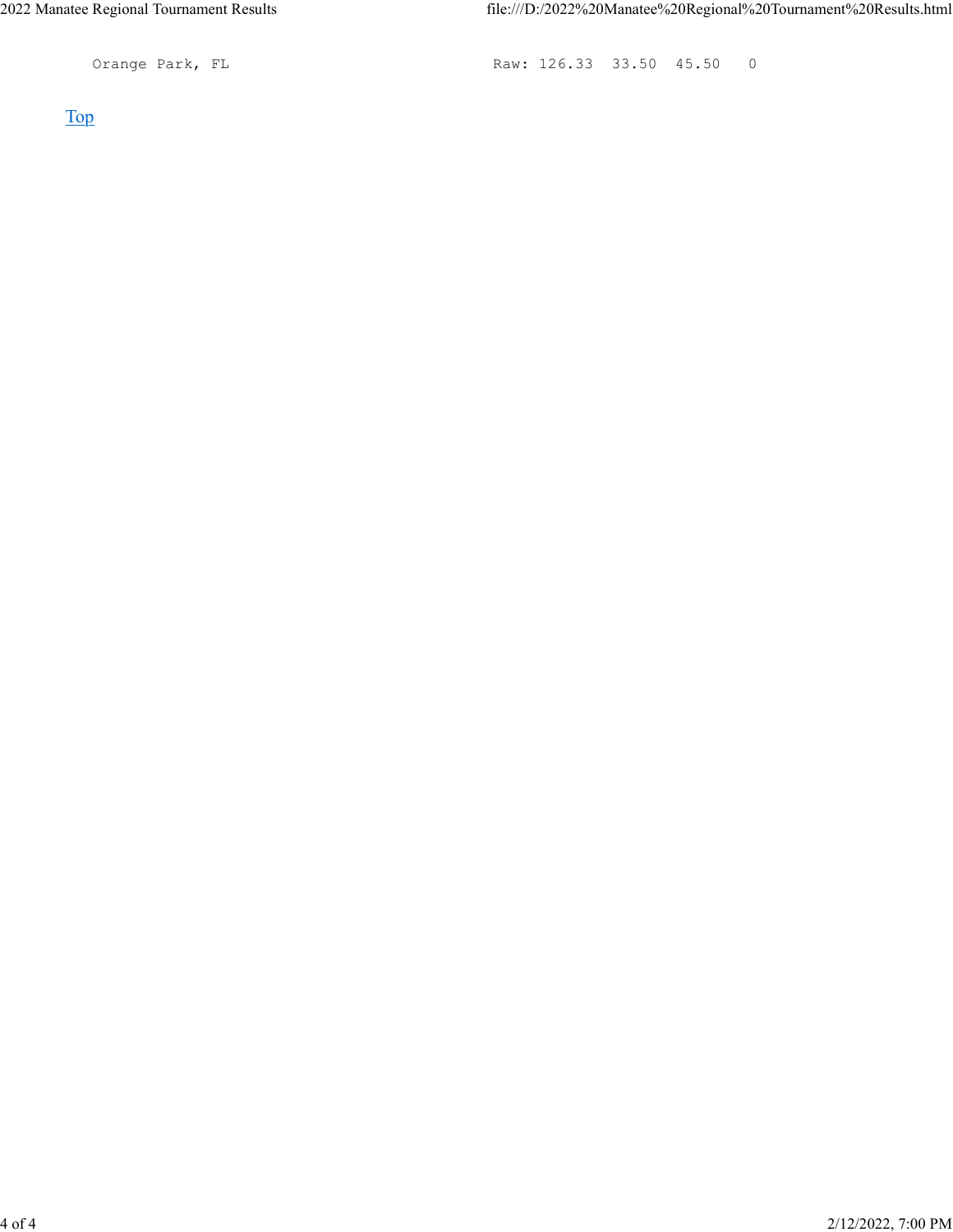```
   Orange Park, FL                              Raw: 126.33  33.50  45.50   0
```

Top